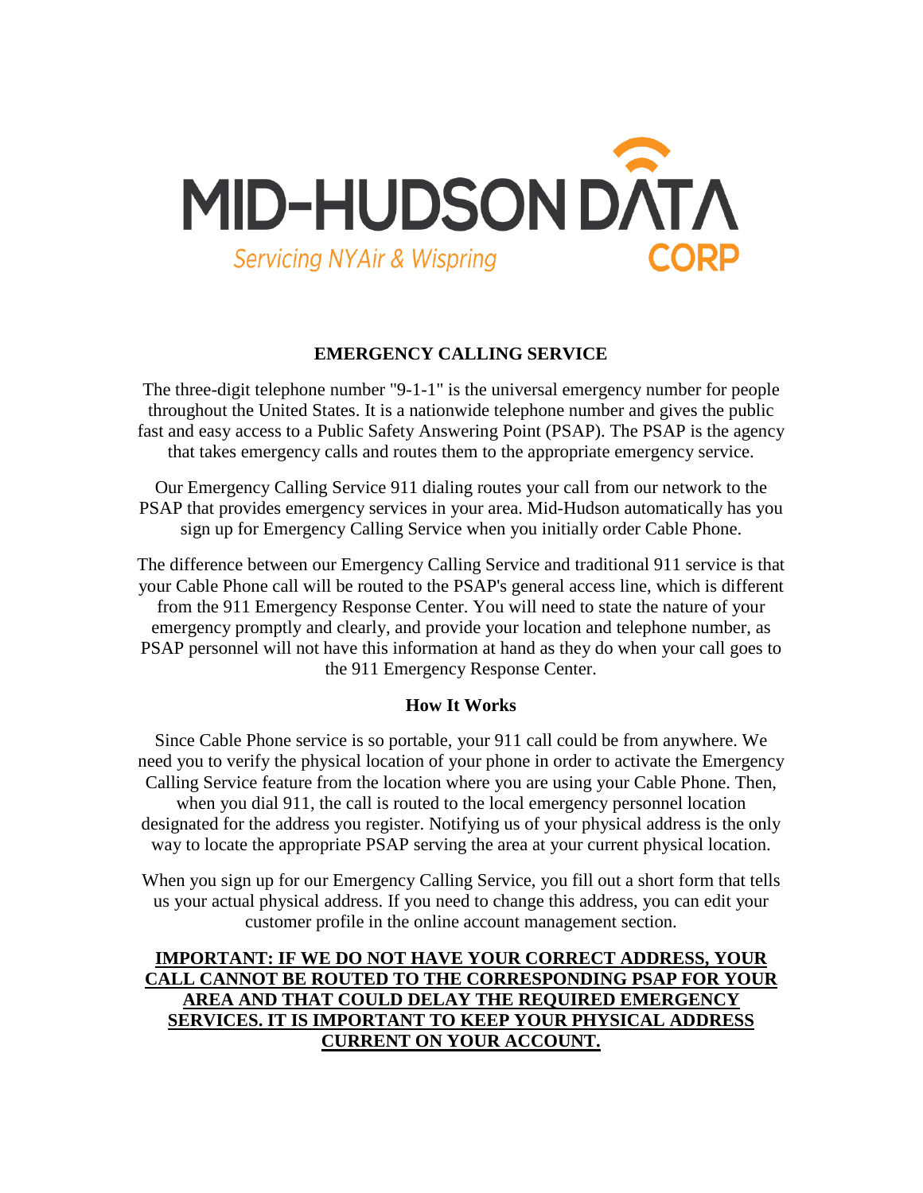MID-HUDSON DATA CORP

Servicing NYAir & Wispring

## EMERGENCY CALLING SERVICE

The three-digit telephone number "9-1-1" is the universal emergency number for people throughout the United States. It is a nationwide telephone number and gives the public fast and easy access to a Public Safety Answering Point (PSAP). The PSAP is the agency that takes emergency calls and routes them to the appropriate emergency service.

Our Emergency Calling Service 911 dialing routes your call from our network to the PSAP that provides emergency services in your area. Mid-Hudson automatically has you sign up for Emergency Calling Service when you initially order Cable Phone.

The difference between our Emergency Calling Service and traditional 911 service is that your Cable Phone call will be routed to the PSAP's general access line, which is different from the 911 Emergency Response Center. You will need to state the nature of your emergency promptly and clearly, and provide your location and telephone number, as PSAP personnel will not have this information at hand as they do when your call goes to the 911 Emergency Response Center.

### How It Works

Since Cable Phone service is so portable, your 911 call could be from anywhere. We need you to verify the physical location of your phone in order to activate the Emergency Calling Service feature from the location where you are using your Cable Phone. Then, when you dial 911, the call is routed to the local emergency personnel location designated for the address you register. Notifying us of your physical address is the only way to locate the appropriate PSAP serving the area at your current physical location.

When you sign up for our Emergency Calling Service, you fill out a short form that tells us your actual physical address. If you need to change this address, you can edit your customer profile in the online account management section.

**IMPORTANT: IF WE DO NOT HAVE YOUR CORRECT ADDRESS, YOUR CALL CANNOT BE ROUTED TO THE CORRESPONDING PSAP FOR YOUR AREA AND THAT COULD DELAY THE REQUIRED EMERGENCY SERVICES. IT IS IMPORTANT TO KEEP YOUR PHYSICAL ADDRESS CURRENT ON YOUR ACCOUNT.**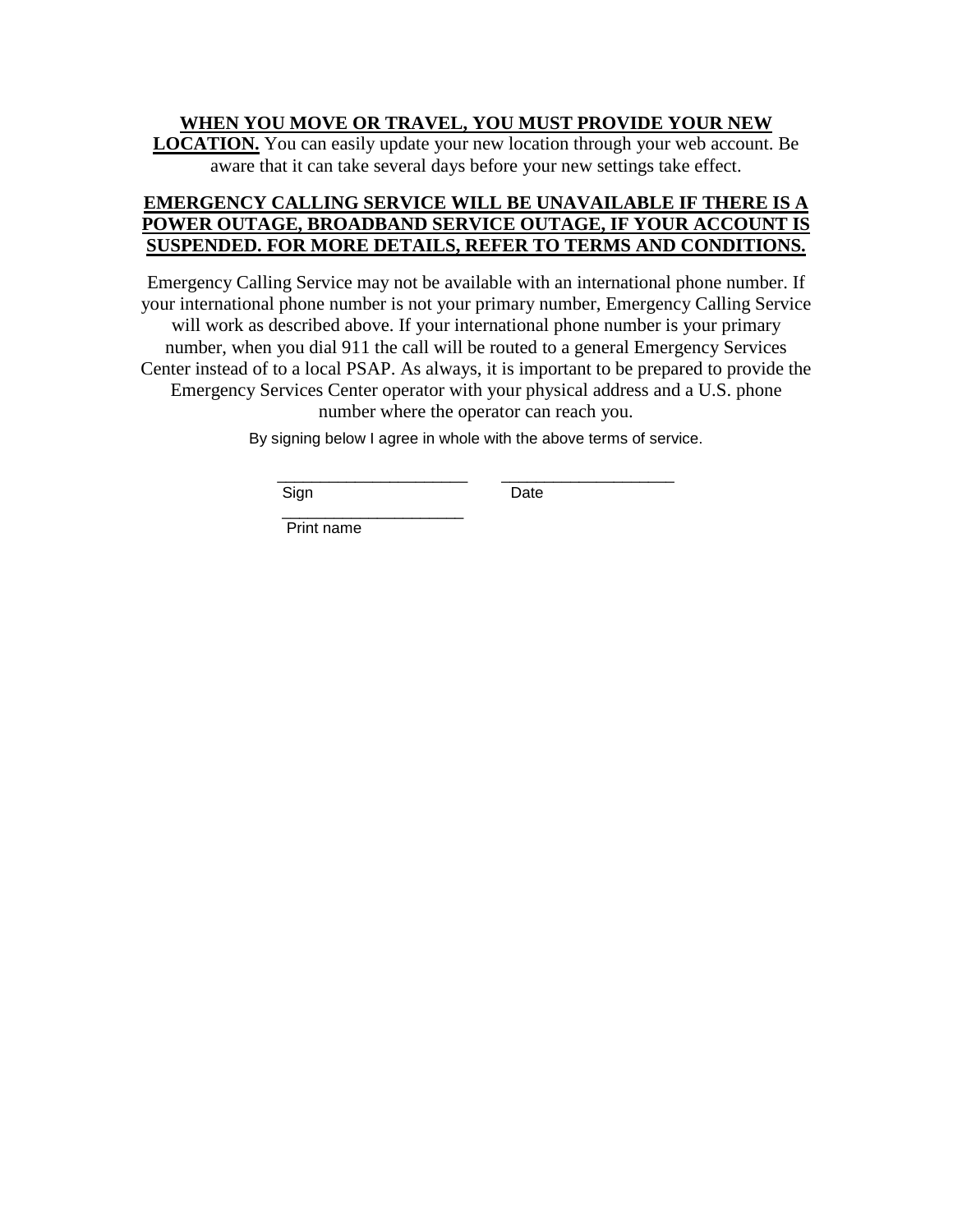**WHEN YOU MOVE OR TRAVEL, YOU MUST PROVIDE YOUR NEW LOCATION.** You can easily update your new location through your web account. Be aware that it can take several days before your new settings take effect.

**EMERGENCY CALLING SERVICE WILL BE UNAVAILABLE IF THERE IS A POWER OUTAGE, BROADBAND SERVICE OUTAGE, IF YOUR ACCOUNT IS SUSPENDED. FOR MORE DETAILS, REFER TO TERMS AND CONDITIONS.**

Emergency Calling Service may not be available with an international phone number. If your international phone number is not your primary number, Emergency Calling Service will work as described above. If your international phone number is your primary number, when you dial 911 the call will be routed to a general Emergency Services Center instead of to a local PSAP. As always, it is important to be prepared to provide the Emergency Services Center operator with your physical address and a U.S. phone number where the operator can reach you.

By signing below I agree in whole with the above terms of service.

______________________ ____________________

Sign Date

_____________________

Print name